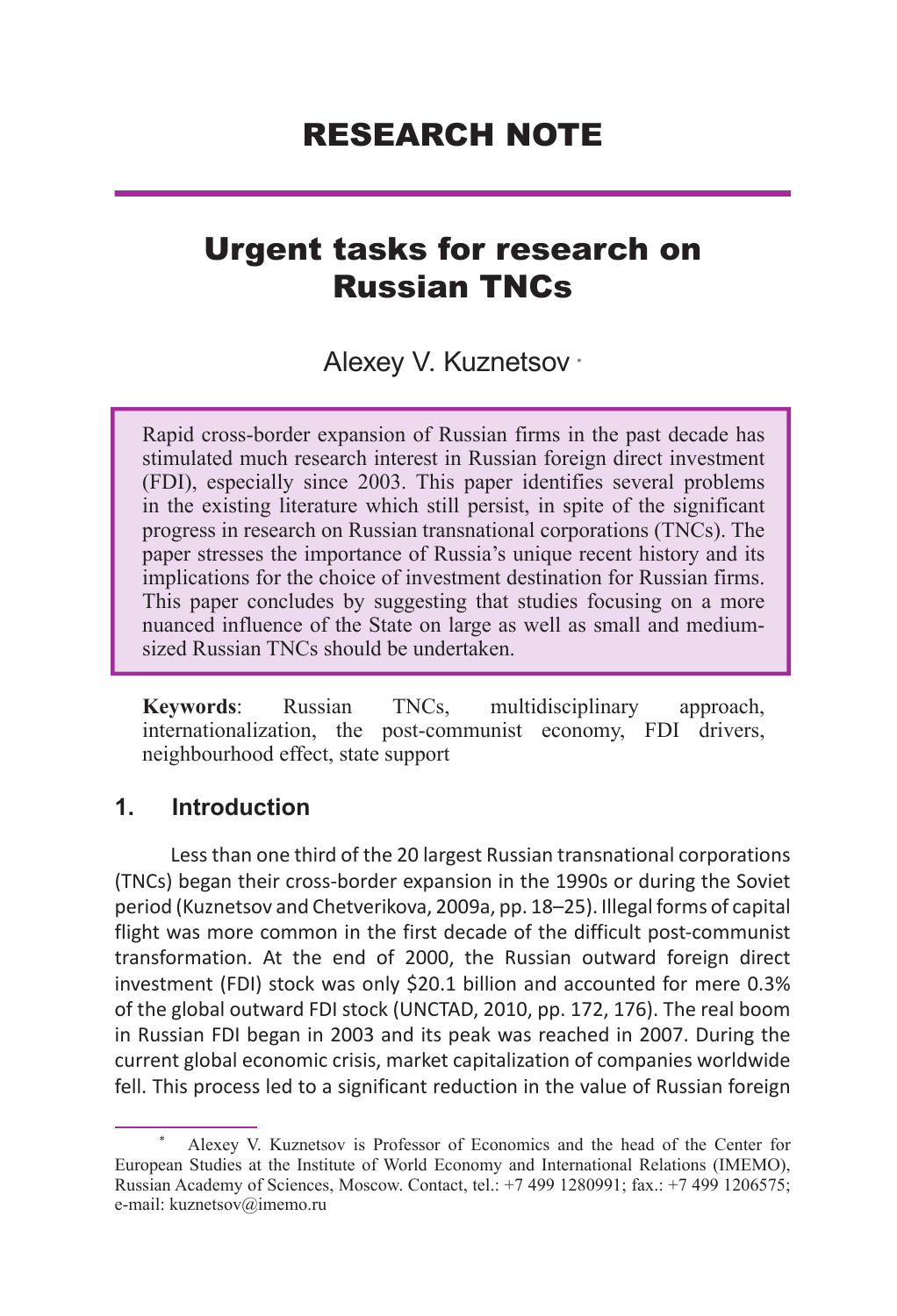# RESEARCH NOTE

## Urgent tasks for research on Russian TNCs

Alexey V. Kuznetsov [*]

> Rapid cross-border expansion of Russian firms in the past decade has stimulated much research interest in Russian foreign direct investment (FDI), especially since 2003. This paper identifies several problems in the existing literature which still persist, in spite of the significant progress in research on Russian transnational corporations (TNCs). The paper stresses the importance of Russia's unique recent history and its implications for the choice of investment destination for Russian firms. This paper concludes by suggesting that studies focusing on a more nuanced influence of the State on large as well as small and medium-sized Russian TNCs should be undertaken.

**Keywords**: Russian TNCs, multidisciplinary approach, internationalization, the post-communist economy, FDI drivers, neighbourhood effect, state support

### 1. Introduction

Less than one third of the 20 largest Russian transnational corporations (TNCs) began their cross-border expansion in the 1990s or during the Soviet period (Kuznetsov and Chetverikova, 2009a, pp. 18–25). Illegal forms of capital flight was more common in the first decade of the difficult post-communist transformation. At the end of 2000, the Russian outward foreign direct investment (FDI) stock was only $20.1 billion and accounted for mere 0.3% of the global outward FDI stock (UNCTAD, 2010, pp. 172, 176). The real boom in Russian FDI began in 2003 and its peak was reached in 2007. During the current global economic crisis, market capitalization of companies worldwide fell. This process led to a significant reduction in the value of Russian foreign

[*] Alexey V. Kuznetsov is Professor of Economics and the head of the Center for European Studies at the Institute of World Economy and International Relations (IMEMO), Russian Academy of Sciences, Moscow. Contact, tel.: +7 499 1280991; fax.: +7 499 1206575; e-mail: kuznetsov@imemo.ru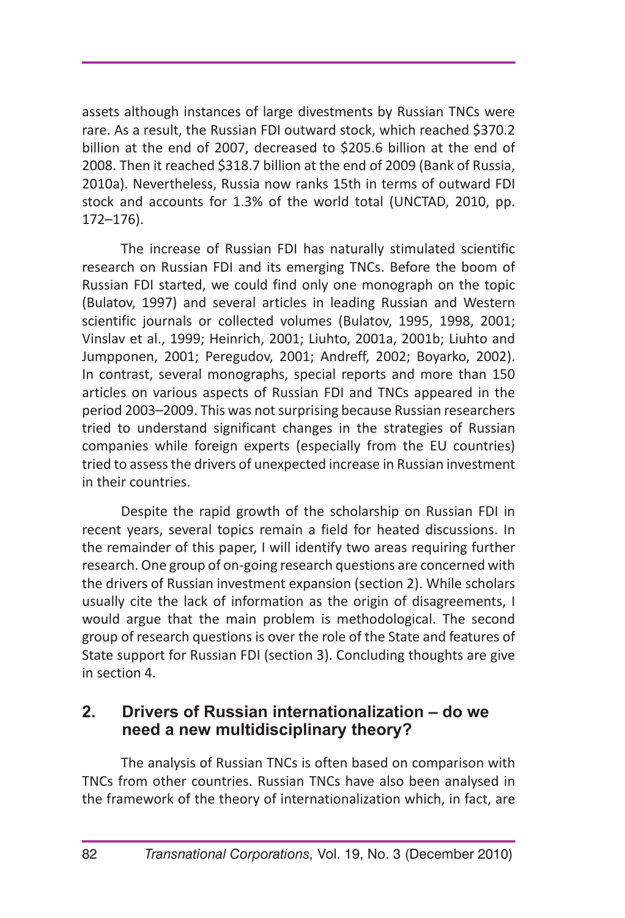assets although instances of large divestments by Russian TNCs were rare. As a result, the Russian FDI outward stock, which reached $370.2 billion at the end of 2007, decreased to $205.6 billion at the end of 2008. Then it reached $318.7 billion at the end of 2009 (Bank of Russia, 2010a). Nevertheless, Russia now ranks 15th in terms of outward FDI stock and accounts for 1.3% of the world total (UNCTAD, 2010, pp. 172–176).

The increase of Russian FDI has naturally stimulated scientific research on Russian FDI and its emerging TNCs. Before the boom of Russian FDI started, we could find only one monograph on the topic (Bulatov, 1997) and several articles in leading Russian and Western scientific journals or collected volumes (Bulatov, 1995, 1998, 2001; Vinslav et al., 1999; Heinrich, 2001; Liuhto, 2001a, 2001b; Liuhto and Jumpponen, 2001; Peregudov, 2001; Andreff, 2002; Boyarko, 2002). In contrast, several monographs, special reports and more than 150 articles on various aspects of Russian FDI and TNCs appeared in the period 2003–2009. This was not surprising because Russian researchers tried to understand significant changes in the strategies of Russian companies while foreign experts (especially from the EU countries) tried to assess the drivers of unexpected increase in Russian investment in their countries.

Despite the rapid growth of the scholarship on Russian FDI in recent years, several topics remain a field for heated discussions. In the remainder of this paper, I will identify two areas requiring further research. One group of on-going research questions are concerned with the drivers of Russian investment expansion (section 2). While scholars usually cite the lack of information as the origin of disagreements, I would argue that the main problem is methodological. The second group of research questions is over the role of the State and features of State support for Russian FDI (section 3). Concluding thoughts are give in section 4.

## 2. Drivers of Russian internationalization – do we need a new multidisciplinary theory?

The analysis of Russian TNCs is often based on comparison with TNCs from other countries. Russian TNCs have also been analysed in the framework of the theory of internationalization which, in fact, are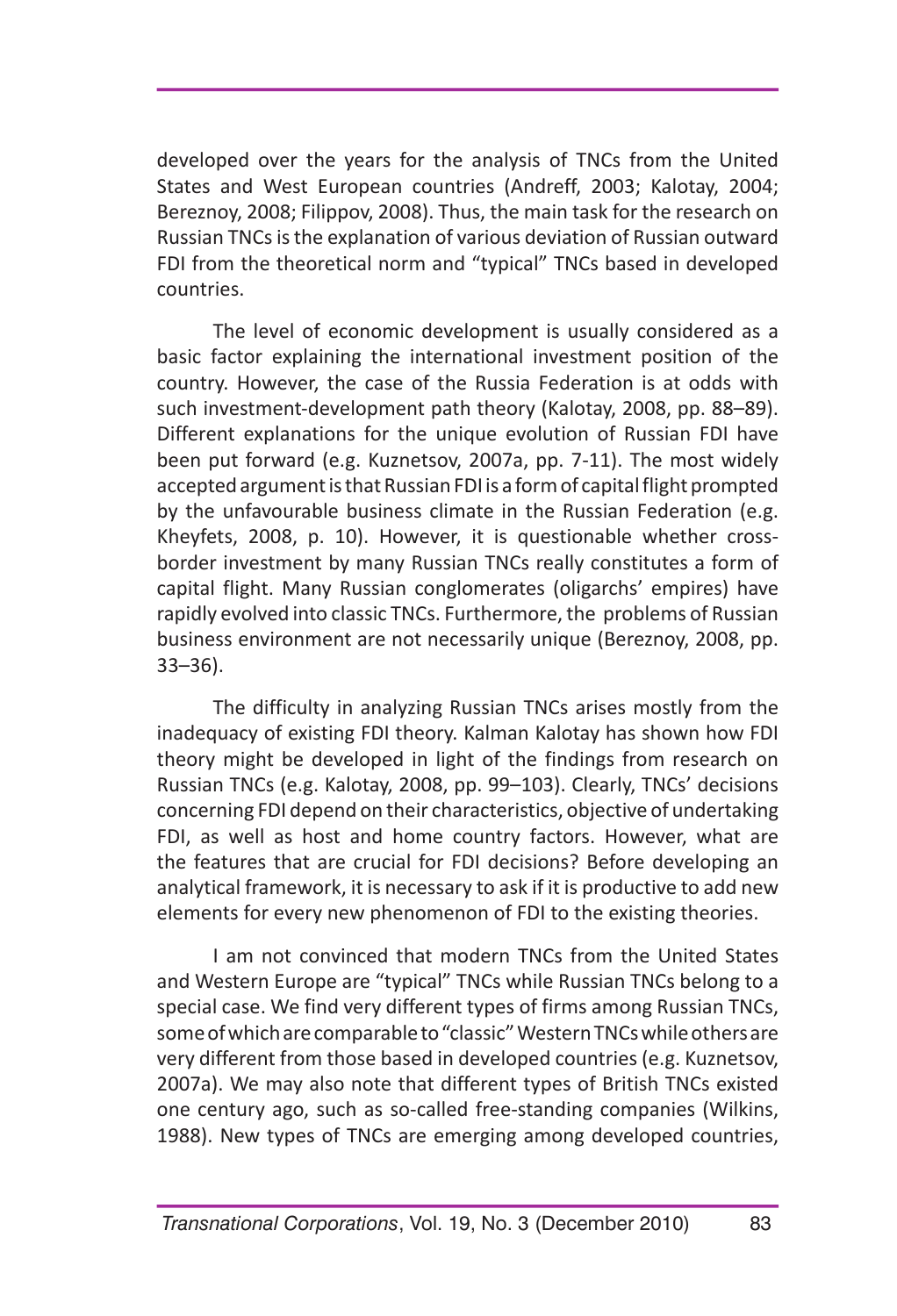developed over the years for the analysis of TNCs from the United States and West European countries (Andreff, 2003; Kalotay, 2004; Bereznoy, 2008; Filippov, 2008). Thus, the main task for the research on Russian TNCs is the explanation of various deviation of Russian outward FDI from the theoretical norm and "typical" TNCs based in developed countries.

The level of economic development is usually considered as a basic factor explaining the international investment position of the country. However, the case of the Russia Federation is at odds with such investment-development path theory (Kalotay, 2008, pp. 88–89). Different explanations for the unique evolution of Russian FDI have been put forward (e.g. Kuznetsov, 2007a, pp. 7-11). The most widely accepted argument is that Russian FDI is a form of capital flight prompted by the unfavourable business climate in the Russian Federation (e.g. Kheyfets, 2008, p. 10). However, it is questionable whether cross-border investment by many Russian TNCs really constitutes a form of capital flight. Many Russian conglomerates (oligarchs' empires) have rapidly evolved into classic TNCs. Furthermore, the problems of Russian business environment are not necessarily unique (Bereznoy, 2008, pp. 33–36).

The difficulty in analyzing Russian TNCs arises mostly from the inadequacy of existing FDI theory. Kalman Kalotay has shown how FDI theory might be developed in light of the findings from research on Russian TNCs (e.g. Kalotay, 2008, pp. 99–103). Clearly, TNCs' decisions concerning FDI depend on their characteristics, objective of undertaking FDI, as well as host and home country factors. However, what are the features that are crucial for FDI decisions? Before developing an analytical framework, it is necessary to ask if it is productive to add new elements for every new phenomenon of FDI to the existing theories.

I am not convinced that modern TNCs from the United States and Western Europe are "typical" TNCs while Russian TNCs belong to a special case. We find very different types of firms among Russian TNCs, some of which are comparable to "classic" Western TNCs while others are very different from those based in developed countries (e.g. Kuznetsov, 2007a). We may also note that different types of British TNCs existed one century ago, such as so-called free-standing companies (Wilkins, 1988). New types of TNCs are emerging among developed countries,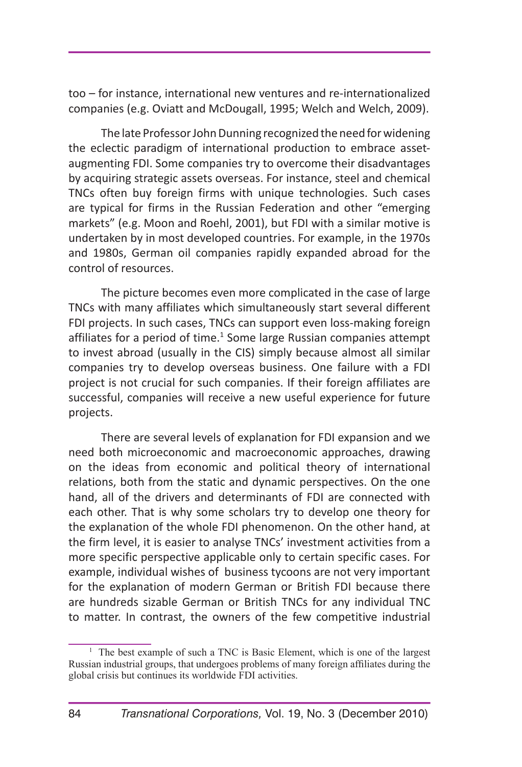too – for instance, international new ventures and re-internationalized companies (e.g. Oviatt and McDougall, 1995; Welch and Welch, 2009).

The late Professor John Dunning recognized the need for widening the eclectic paradigm of international production to embrace asset-augmenting FDI. Some companies try to overcome their disadvantages by acquiring strategic assets overseas. For instance, steel and chemical TNCs often buy foreign firms with unique technologies. Such cases are typical for firms in the Russian Federation and other "emerging markets" (e.g. Moon and Roehl, 2001), but FDI with a similar motive is undertaken by in most developed countries. For example, in the 1970s and 1980s, German oil companies rapidly expanded abroad for the control of resources.

The picture becomes even more complicated in the case of large TNCs with many affiliates which simultaneously start several different FDI projects. In such cases, TNCs can support even loss-making foreign affiliates for a period of time.[1] Some large Russian companies attempt to invest abroad (usually in the CIS) simply because almost all similar companies try to develop overseas business. One failure with a FDI project is not crucial for such companies. If their foreign affiliates are successful, companies will receive a new useful experience for future projects.

There are several levels of explanation for FDI expansion and we need both microeconomic and macroeconomic approaches, drawing on the ideas from economic and political theory of international relations, both from the static and dynamic perspectives. On the one hand, all of the drivers and determinants of FDI are connected with each other. That is why some scholars try to develop one theory for the explanation of the whole FDI phenomenon. On the other hand, at the firm level, it is easier to analyse TNCs' investment activities from a more specific perspective applicable only to certain specific cases. For example, individual wishes of business tycoons are not very important for the explanation of modern German or British FDI because there are hundreds sizable German or British TNCs for any individual TNC to matter. In contrast, the owners of the few competitive industrial

[1] The best example of such a TNC is Basic Element, which is one of the largest Russian industrial groups, that undergoes problems of many foreign affiliates during the global crisis but continues its worldwide FDI activities.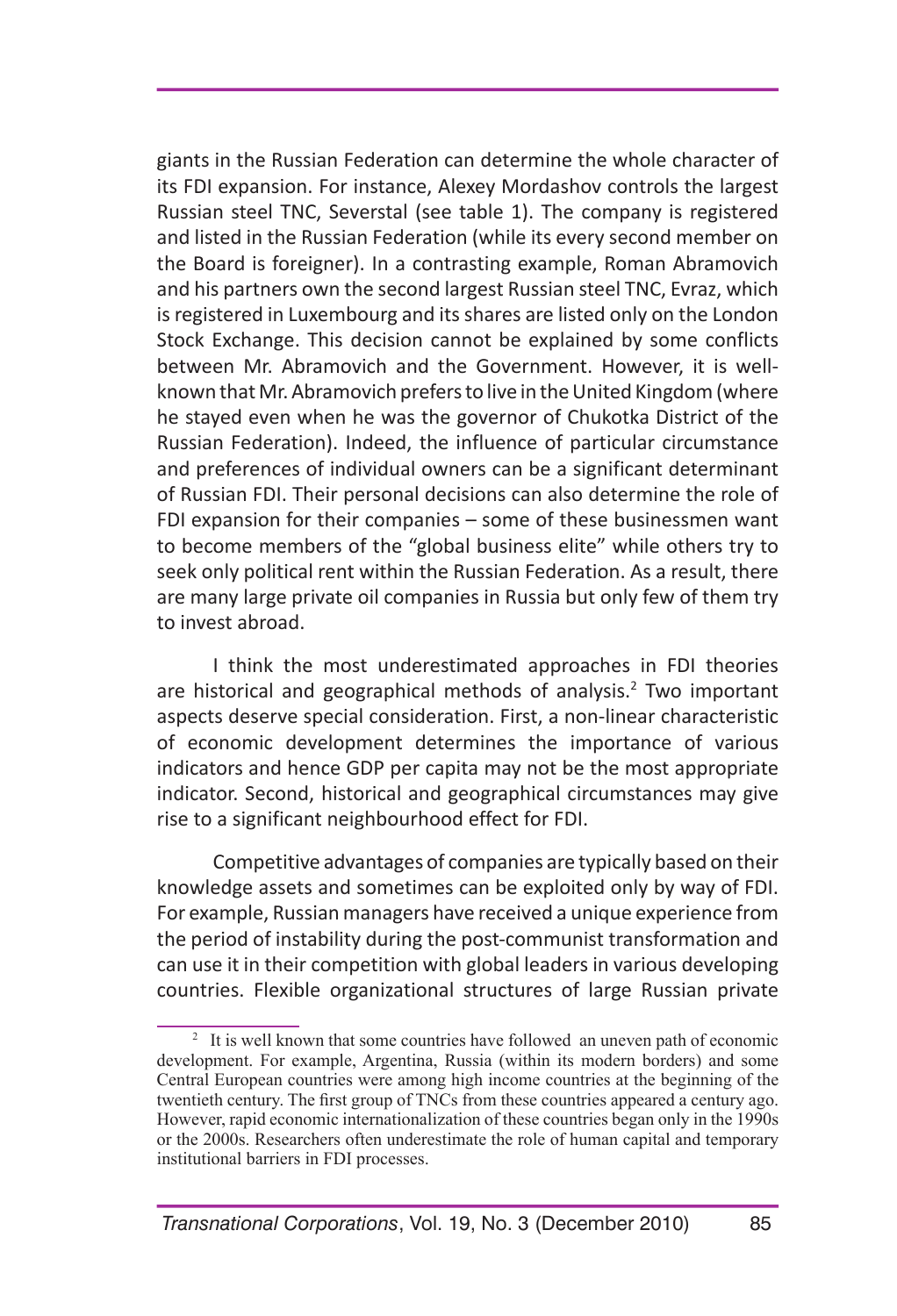giants in the Russian Federation can determine the whole character of its FDI expansion. For instance, Alexey Mordashov controls the largest Russian steel TNC, Severstal (see table 1). The company is registered and listed in the Russian Federation (while its every second member on the Board is foreigner). In a contrasting example, Roman Abramovich and his partners own the second largest Russian steel TNC, Evraz, which is registered in Luxembourg and its shares are listed only on the London Stock Exchange. This decision cannot be explained by some conflicts between Mr. Abramovich and the Government. However, it is well-known that Mr. Abramovich prefers to live in the United Kingdom (where he stayed even when he was the governor of Chukotka District of the Russian Federation). Indeed, the influence of particular circumstance and preferences of individual owners can be a significant determinant of Russian FDI. Their personal decisions can also determine the role of FDI expansion for their companies – some of these businessmen want to become members of the "global business elite" while others try to seek only political rent within the Russian Federation. As a result, there are many large private oil companies in Russia but only few of them try to invest abroad.

I think the most underestimated approaches in FDI theories are historical and geographical methods of analysis.[2] Two important aspects deserve special consideration. First, a non-linear characteristic of economic development determines the importance of various indicators and hence GDP per capita may not be the most appropriate indicator. Second, historical and geographical circumstances may give rise to a significant neighbourhood effect for FDI.

Competitive advantages of companies are typically based on their knowledge assets and sometimes can be exploited only by way of FDI. For example, Russian managers have received a unique experience from the period of instability during the post-communist transformation and can use it in their competition with global leaders in various developing countries. Flexible organizational structures of large Russian private

[2] It is well known that some countries have followed an uneven path of economic development. For example, Argentina, Russia (within its modern borders) and some Central European countries were among high income countries at the beginning of the twentieth century. The first group of TNCs from these countries appeared a century ago. However, rapid economic internationalization of these countries began only in the 1990s or the 2000s. Researchers often underestimate the role of human capital and temporary institutional barriers in FDI processes.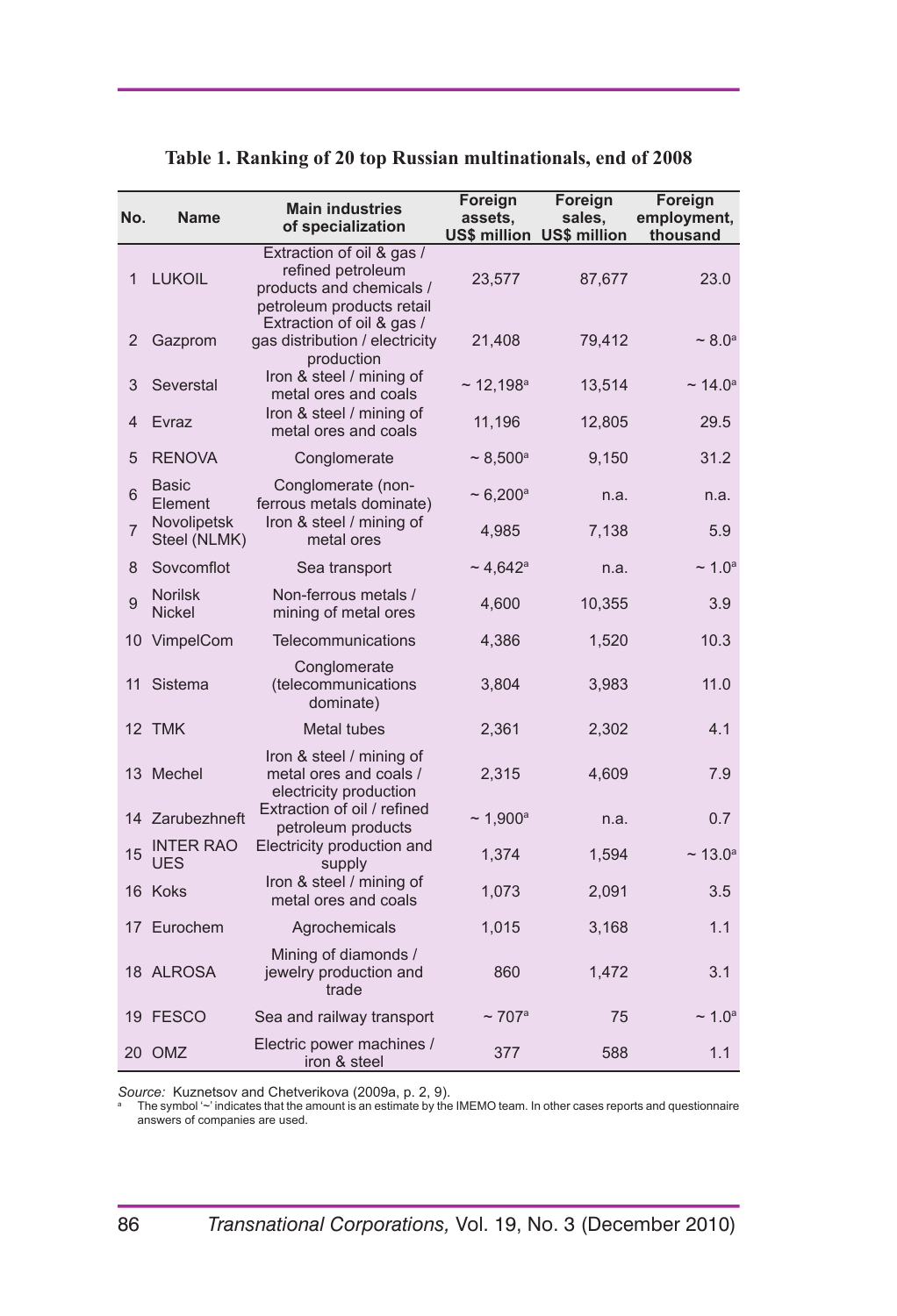**Table 1. Ranking of 20 top Russian multinationals, end of 2008**

| No. | Name | Main industries of specialization | Foreign assets, US$ million | Foreign sales, US$ million | Foreign employment, thousand |
|---|---|---|---|---|---|
| 1 | LUKOIL | Extraction of oil & gas / refined petroleum products and chemicals / petroleum products retail | 23,577 | 87,677 | 23.0 |
| 2 | Gazprom | Extraction of oil & gas / gas distribution / electricity production | 21,408 | 79,412 | ~ 8.0[a] |
| 3 | Severstal | Iron & steel / mining of metal ores and coals | ~ 12,198[a] | 13,514 | ~ 14.0[a] |
| 4 | Evraz | Iron & steel / mining of metal ores and coals | 11,196 | 12,805 | 29.5 |
| 5 | RENOVA | Conglomerate | ~ 8,500[a] | 9,150 | 31.2 |
| 6 | Basic Element | Conglomerate (non-ferrous metals dominate) | ~ 6,200[a] | n.a. | n.a. |
| 7 | Novolipetsk Steel (NLMK) | Iron & steel / mining of metal ores | 4,985 | 7,138 | 5.9 |
| 8 | Sovcomflot | Sea transport | ~ 4,642[a] | n.a. | ~ 1.0[a] |
| 9 | Norilsk Nickel | Non-ferrous metals / mining of metal ores | 4,600 | 10,355 | 3.9 |
| 10 | VimpelCom | Telecommunications | 4,386 | 1,520 | 10.3 |
| 11 | Sistema | Conglomerate (telecommunications dominate) | 3,804 | 3,983 | 11.0 |
| 12 | TMK | Metal tubes | 2,361 | 2,302 | 4.1 |
| 13 | Mechel | Iron & steel / mining of metal ores and coals / electricity production | 2,315 | 4,609 | 7.9 |
| 14 | Zarubezhneft | Extraction of oil / refined petroleum products | ~ 1,900[a] | n.a. | 0.7 |
| 15 | INTER RAO UES | Electricity production and supply | 1,374 | 1,594 | ~ 13.0[a] |
| 16 | Koks | Iron & steel / mining of metal ores and coals | 1,073 | 2,091 | 3.5 |
| 17 | Eurochem | Agrochemicals | 1,015 | 3,168 | 1.1 |
| 18 | ALROSA | Mining of diamonds / jewelry production and trade | 860 | 1,472 | 3.1 |
| 19 | FESCO | Sea and railway transport | ~ 707[a] | 75 | ~ 1.0[a] |
| 20 | OMZ | Electric power machines / iron & steel | 377 | 588 | 1.1 |

*Source:* Kuznetsov and Chetverikova (2009a, p. 2, 9).

[a] The symbol '~' indicates that the amount is an estimate by the IMEMO team. In other cases reports and questionnaire answers of companies are used.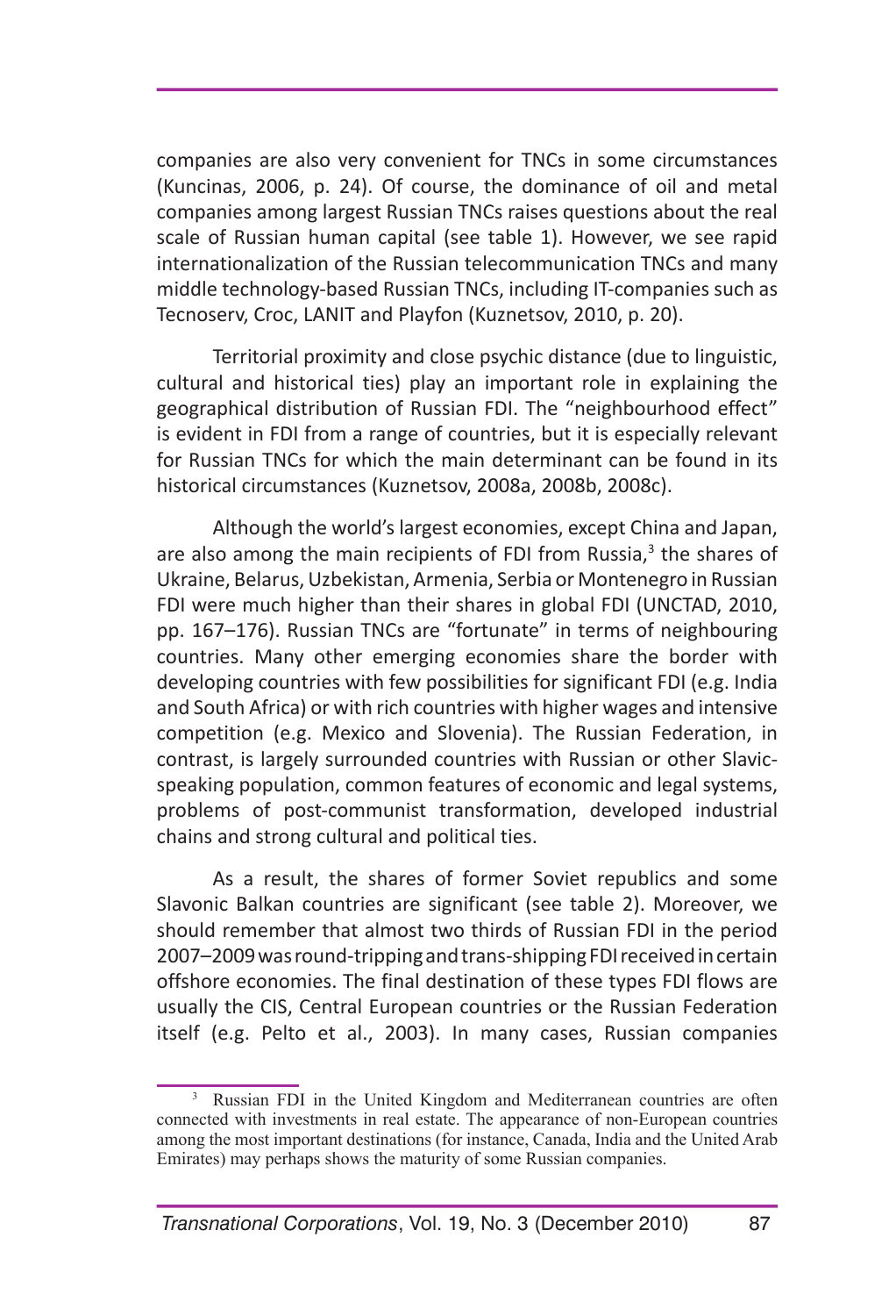companies are also very convenient for TNCs in some circumstances (Kuncinas, 2006, p. 24). Of course, the dominance of oil and metal companies among largest Russian TNCs raises questions about the real scale of Russian human capital (see table 1). However, we see rapid internationalization of the Russian telecommunication TNCs and many middle technology-based Russian TNCs, including IT-companies such as Tecnoserv, Croc, LANIT and Playfon (Kuznetsov, 2010, p. 20).

Territorial proximity and close psychic distance (due to linguistic, cultural and historical ties) play an important role in explaining the geographical distribution of Russian FDI. The "neighbourhood effect" is evident in FDI from a range of countries, but it is especially relevant for Russian TNCs for which the main determinant can be found in its historical circumstances (Kuznetsov, 2008a, 2008b, 2008c).

Although the world's largest economies, except China and Japan, are also among the main recipients of FDI from Russia,[3] the shares of Ukraine, Belarus, Uzbekistan, Armenia, Serbia or Montenegro in Russian FDI were much higher than their shares in global FDI (UNCTAD, 2010, pp. 167–176). Russian TNCs are "fortunate" in terms of neighbouring countries. Many other emerging economies share the border with developing countries with few possibilities for significant FDI (e.g. India and South Africa) or with rich countries with higher wages and intensive competition (e.g. Mexico and Slovenia). The Russian Federation, in contrast, is largely surrounded countries with Russian or other Slavic-speaking population, common features of economic and legal systems, problems of post-communist transformation, developed industrial chains and strong cultural and political ties.

As a result, the shares of former Soviet republics and some Slavonic Balkan countries are significant (see table 2). Moreover, we should remember that almost two thirds of Russian FDI in the period 2007–2009 was round-tripping and trans-shipping FDI received in certain offshore economies. The final destination of these types FDI flows are usually the CIS, Central European countries or the Russian Federation itself (e.g. Pelto et al., 2003). In many cases, Russian companies

[3] Russian FDI in the United Kingdom and Mediterranean countries are often connected with investments in real estate. The appearance of non-European countries among the most important destinations (for instance, Canada, India and the United Arab Emirates) may perhaps shows the maturity of some Russian companies.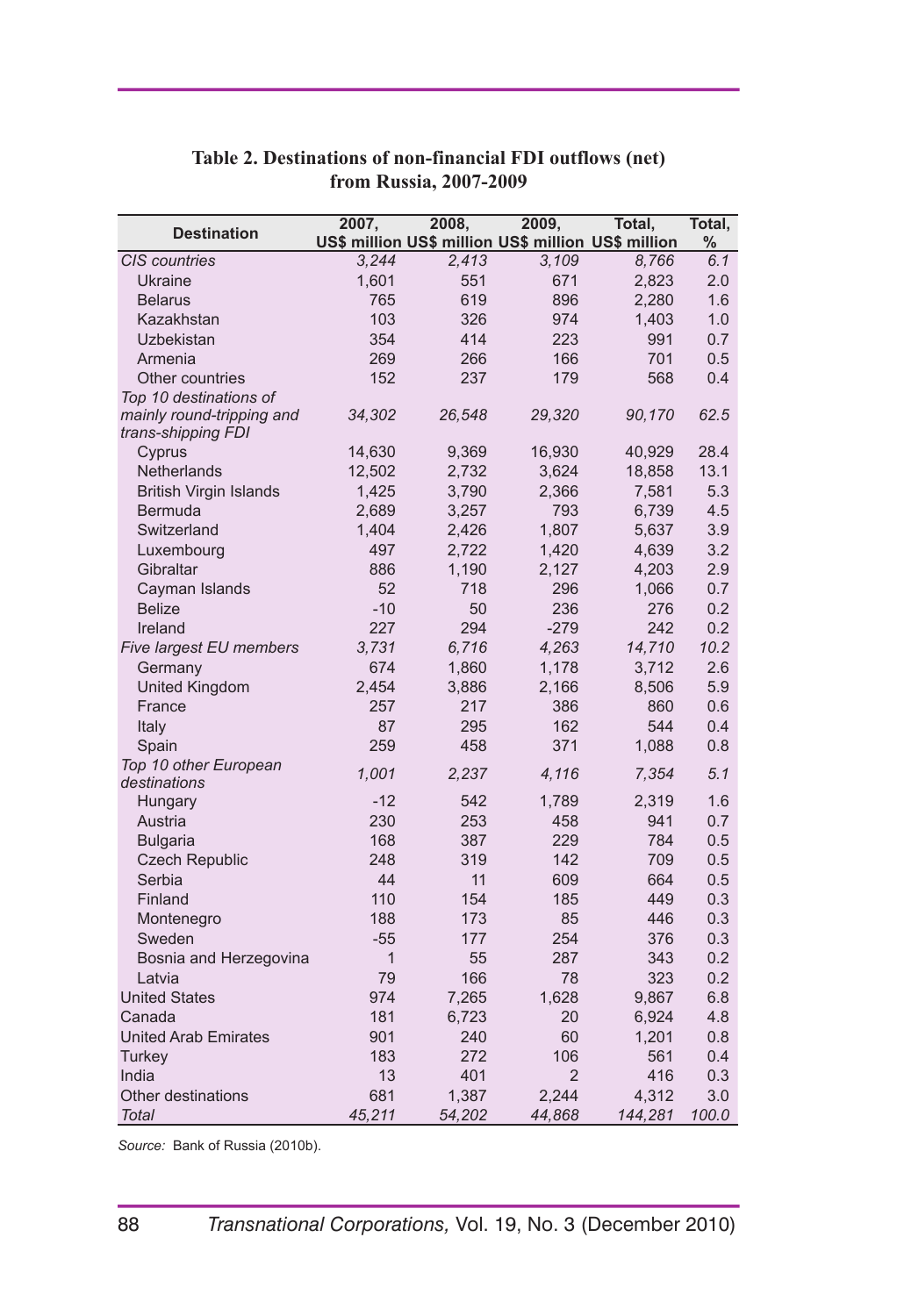**Table 2. Destinations of non-financial FDI outflows (net) from Russia, 2007-2009**

| Destination | 2007, US$ million | 2008, US$ million | 2009, US$ million | Total, US$ million | Total, % |
|---|---|---|---|---|---|
| *CIS countries* | *3,244* | *2,413* | *3,109* | *8,766* | *6.1* |
| Ukraine | 1,601 | 551 | 671 | 2,823 | 2.0 |
| Belarus | 765 | 619 | 896 | 2,280 | 1.6 |
| Kazakhstan | 103 | 326 | 974 | 1,403 | 1.0 |
| Uzbekistan | 354 | 414 | 223 | 991 | 0.7 |
| Armenia | 269 | 266 | 166 | 701 | 0.5 |
| Other countries | 152 | 237 | 179 | 568 | 0.4 |
| *Top 10 destinations of mainly round-tripping and trans-shipping FDI* | *34,302* | *26,548* | *29,320* | *90,170* | *62.5* |
| Cyprus | 14,630 | 9,369 | 16,930 | 40,929 | 28.4 |
| Netherlands | 12,502 | 2,732 | 3,624 | 18,858 | 13.1 |
| British Virgin Islands | 1,425 | 3,790 | 2,366 | 7,581 | 5.3 |
| Bermuda | 2,689 | 3,257 | 793 | 6,739 | 4.5 |
| Switzerland | 1,404 | 2,426 | 1,807 | 5,637 | 3.9 |
| Luxembourg | 497 | 2,722 | 1,420 | 4,639 | 3.2 |
| Gibraltar | 886 | 1,190 | 2,127 | 4,203 | 2.9 |
| Cayman Islands | 52 | 718 | 296 | 1,066 | 0.7 |
| Belize | -10 | 50 | 236 | 276 | 0.2 |
| Ireland | 227 | 294 | -279 | 242 | 0.2 |
| *Five largest EU members* | *3,731* | *6,716* | *4,263* | *14,710* | *10.2* |
| Germany | 674 | 1,860 | 1,178 | 3,712 | 2.6 |
| United Kingdom | 2,454 | 3,886 | 2,166 | 8,506 | 5.9 |
| France | 257 | 217 | 386 | 860 | 0.6 |
| Italy | 87 | 295 | 162 | 544 | 0.4 |
| Spain | 259 | 458 | 371 | 1,088 | 0.8 |
| *Top 10 other European destinations* | *1,001* | *2,237* | *4,116* | *7,354* | *5.1* |
| Hungary | -12 | 542 | 1,789 | 2,319 | 1.6 |
| Austria | 230 | 253 | 458 | 941 | 0.7 |
| Bulgaria | 168 | 387 | 229 | 784 | 0.5 |
| Czech Republic | 248 | 319 | 142 | 709 | 0.5 |
| Serbia | 44 | 11 | 609 | 664 | 0.5 |
| Finland | 110 | 154 | 185 | 449 | 0.3 |
| Montenegro | 188 | 173 | 85 | 446 | 0.3 |
| Sweden | -55 | 177 | 254 | 376 | 0.3 |
| Bosnia and Herzegovina | 1 | 55 | 287 | 343 | 0.2 |
| Latvia | 79 | 166 | 78 | 323 | 0.2 |
| United States | 974 | 7,265 | 1,628 | 9,867 | 6.8 |
| Canada | 181 | 6,723 | 20 | 6,924 | 4.8 |
| United Arab Emirates | 901 | 240 | 60 | 1,201 | 0.8 |
| Turkey | 183 | 272 | 106 | 561 | 0.4 |
| India | 13 | 401 | 2 | 416 | 0.3 |
| Other destinations | 681 | 1,387 | 2,244 | 4,312 | 3.0 |
| *Total* | *45,211* | *54,202* | *44,868* | *144,281* | *100.0* |

*Source:* Bank of Russia (2010b).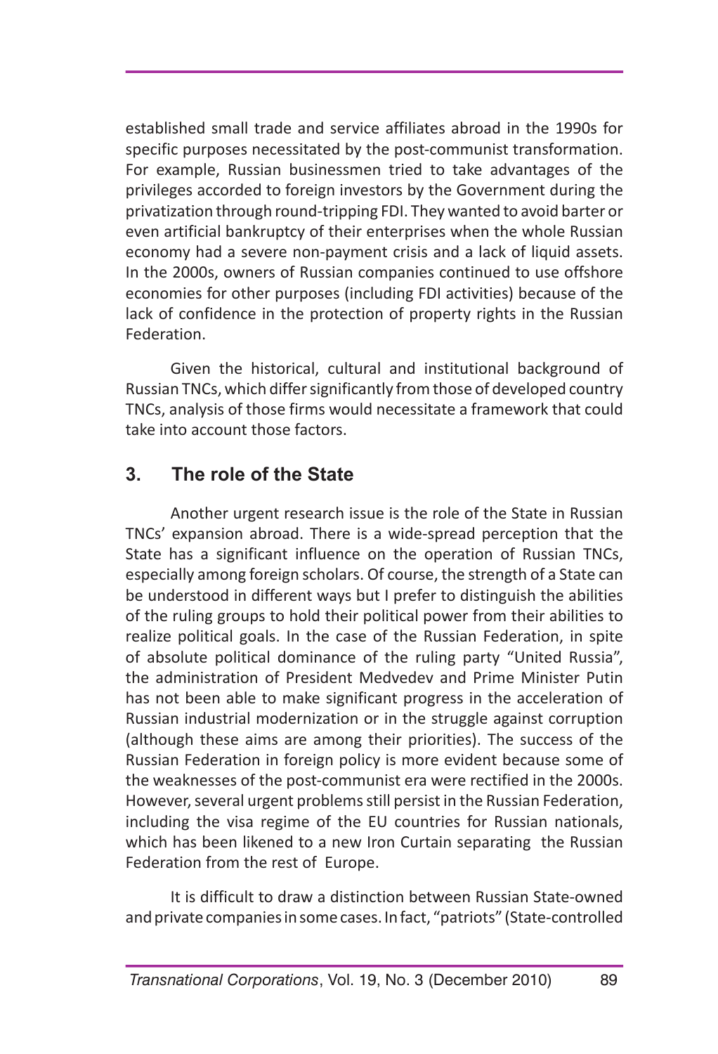established small trade and service affiliates abroad in the 1990s for specific purposes necessitated by the post-communist transformation. For example, Russian businessmen tried to take advantages of the privileges accorded to foreign investors by the Government during the privatization through round-tripping FDI. They wanted to avoid barter or even artificial bankruptcy of their enterprises when the whole Russian economy had a severe non-payment crisis and a lack of liquid assets. In the 2000s, owners of Russian companies continued to use offshore economies for other purposes (including FDI activities) because of the lack of confidence in the protection of property rights in the Russian Federation.

Given the historical, cultural and institutional background of Russian TNCs, which differ significantly from those of developed country TNCs, analysis of those firms would necessitate a framework that could take into account those factors.

## 3. The role of the State

Another urgent research issue is the role of the State in Russian TNCs' expansion abroad. There is a wide-spread perception that the State has a significant influence on the operation of Russian TNCs, especially among foreign scholars. Of course, the strength of a State can be understood in different ways but I prefer to distinguish the abilities of the ruling groups to hold their political power from their abilities to realize political goals. In the case of the Russian Federation, in spite of absolute political dominance of the ruling party "United Russia", the administration of President Medvedev and Prime Minister Putin has not been able to make significant progress in the acceleration of Russian industrial modernization or in the struggle against corruption (although these aims are among their priorities). The success of the Russian Federation in foreign policy is more evident because some of the weaknesses of the post-communist era were rectified in the 2000s. However, several urgent problems still persist in the Russian Federation, including the visa regime of the EU countries for Russian nationals, which has been likened to a new Iron Curtain separating the Russian Federation from the rest of Europe.

It is difficult to draw a distinction between Russian State-owned and private companies in some cases. In fact, "patriots" (State-controlled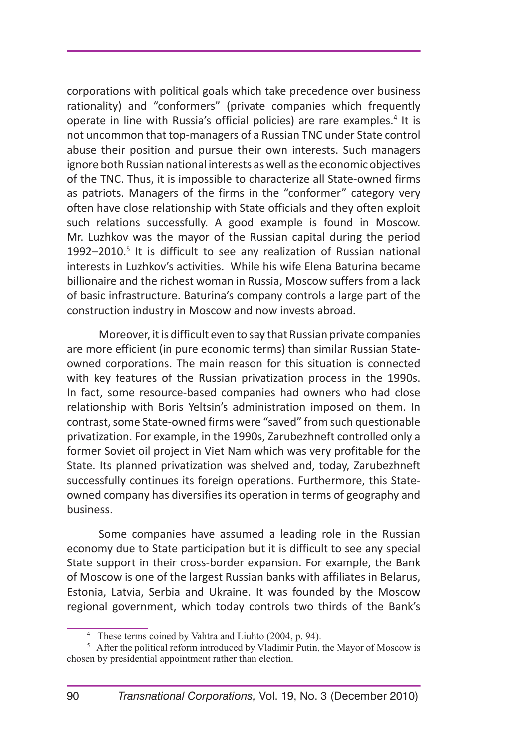corporations with political goals which take precedence over business rationality) and "conformers" (private companies which frequently operate in line with Russia's official policies) are rare examples.[4] It is not uncommon that top-managers of a Russian TNC under State control abuse their position and pursue their own interests. Such managers ignore both Russian national interests as well as the economic objectives of the TNC. Thus, it is impossible to characterize all State-owned firms as patriots. Managers of the firms in the "conformer" category very often have close relationship with State officials and they often exploit such relations successfully. A good example is found in Moscow. Mr. Luzhkov was the mayor of the Russian capital during the period 1992–2010.[5] It is difficult to see any realization of Russian national interests in Luzhkov's activities. While his wife Elena Baturina became billionaire and the richest woman in Russia, Moscow suffers from a lack of basic infrastructure. Baturina's company controls a large part of the construction industry in Moscow and now invests abroad.

Moreover, it is difficult even to say that Russian private companies are more efficient (in pure economic terms) than similar Russian State-owned corporations. The main reason for this situation is connected with key features of the Russian privatization process in the 1990s. In fact, some resource-based companies had owners who had close relationship with Boris Yeltsin's administration imposed on them. In contrast, some State-owned firms were "saved" from such questionable privatization. For example, in the 1990s, Zarubezhneft controlled only a former Soviet oil project in Viet Nam which was very profitable for the State. Its planned privatization was shelved and, today, Zarubezhneft successfully continues its foreign operations. Furthermore, this State-owned company has diversifies its operation in terms of geography and business.

Some companies have assumed a leading role in the Russian economy due to State participation but it is difficult to see any special State support in their cross-border expansion. For example, the Bank of Moscow is one of the largest Russian banks with affiliates in Belarus, Estonia, Latvia, Serbia and Ukraine. It was founded by the Moscow regional government, which today controls two thirds of the Bank's

[4] These terms coined by Vahtra and Liuhto (2004, p. 94).

[5] After the political reform introduced by Vladimir Putin, the Mayor of Moscow is chosen by presidential appointment rather than election.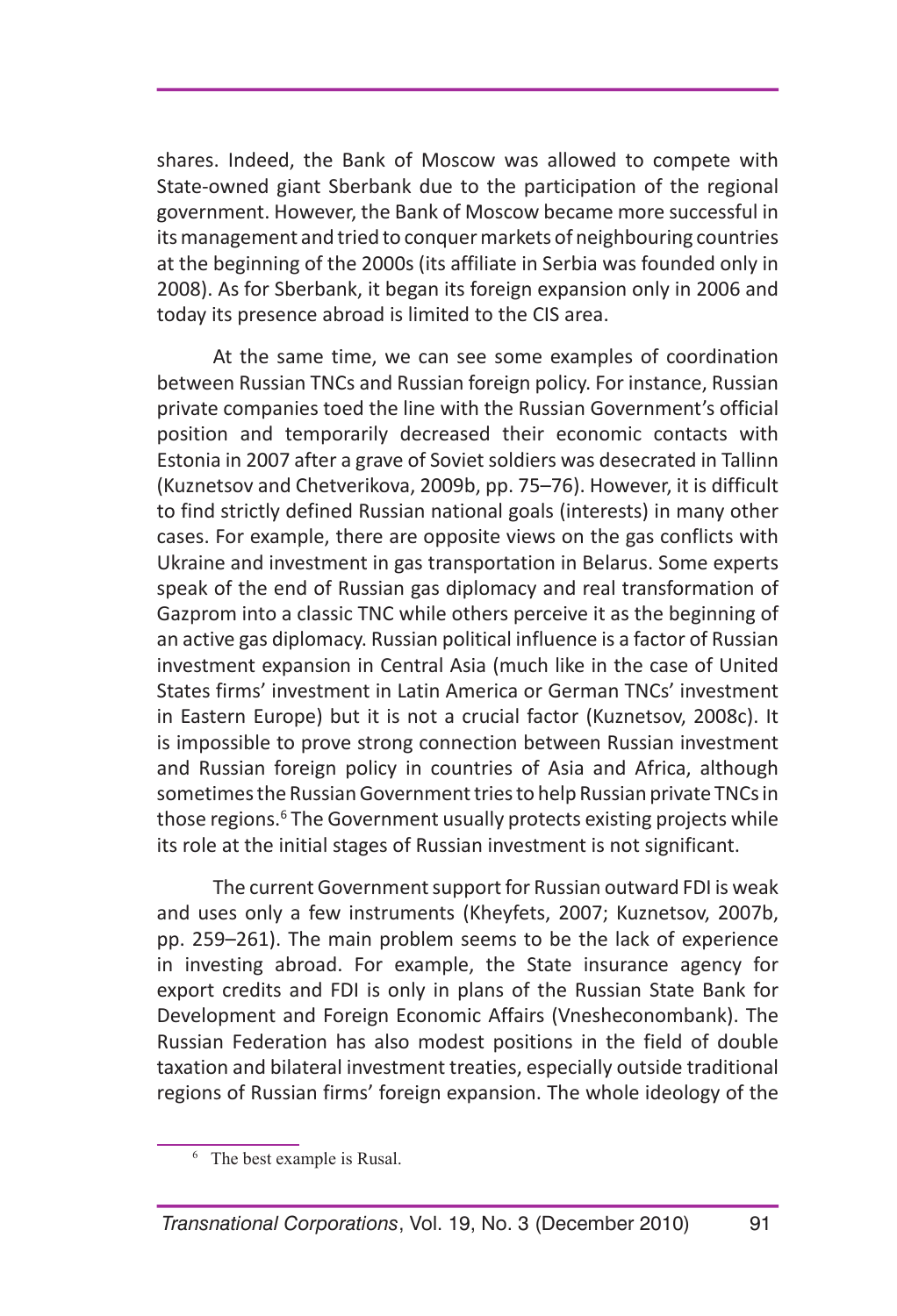shares. Indeed, the Bank of Moscow was allowed to compete with State-owned giant Sberbank due to the participation of the regional government. However, the Bank of Moscow became more successful in its management and tried to conquer markets of neighbouring countries at the beginning of the 2000s (its affiliate in Serbia was founded only in 2008). As for Sberbank, it began its foreign expansion only in 2006 and today its presence abroad is limited to the CIS area.

At the same time, we can see some examples of coordination between Russian TNCs and Russian foreign policy. For instance, Russian private companies toed the line with the Russian Government's official position and temporarily decreased their economic contacts with Estonia in 2007 after a grave of Soviet soldiers was desecrated in Tallinn (Kuznetsov and Chetverikova, 2009b, pp. 75–76). However, it is difficult to find strictly defined Russian national goals (interests) in many other cases. For example, there are opposite views on the gas conflicts with Ukraine and investment in gas transportation in Belarus. Some experts speak of the end of Russian gas diplomacy and real transformation of Gazprom into a classic TNC while others perceive it as the beginning of an active gas diplomacy. Russian political influence is a factor of Russian investment expansion in Central Asia (much like in the case of United States firms' investment in Latin America or German TNCs' investment in Eastern Europe) but it is not a crucial factor (Kuznetsov, 2008c). It is impossible to prove strong connection between Russian investment and Russian foreign policy in countries of Asia and Africa, although sometimes the Russian Government tries to help Russian private TNCs in those regions.[6] The Government usually protects existing projects while its role at the initial stages of Russian investment is not significant.

The current Government support for Russian outward FDI is weak and uses only a few instruments (Kheyfets, 2007; Kuznetsov, 2007b, pp. 259–261). The main problem seems to be the lack of experience in investing abroad. For example, the State insurance agency for export credits and FDI is only in plans of the Russian State Bank for Development and Foreign Economic Affairs (Vnesheconombank). The Russian Federation has also modest positions in the field of double taxation and bilateral investment treaties, especially outside traditional regions of Russian firms' foreign expansion. The whole ideology of the

[6] The best example is Rusal.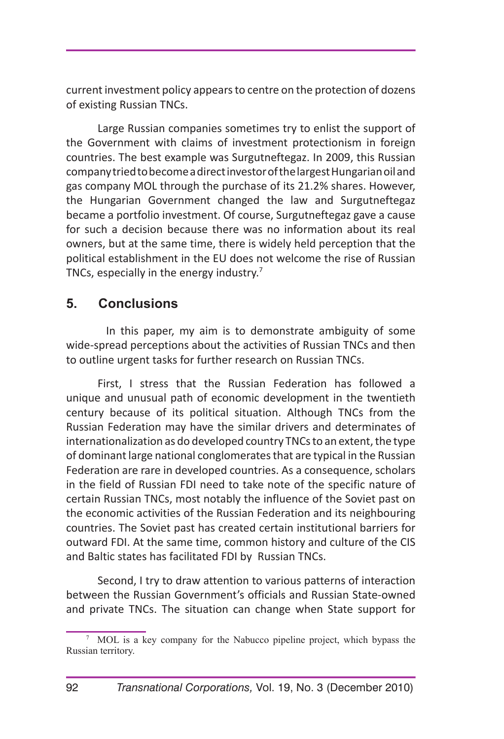current investment policy appears to centre on the protection of dozens of existing Russian TNCs.

Large Russian companies sometimes try to enlist the support of the Government with claims of investment protectionism in foreign countries. The best example was Surgutneftegaz. In 2009, this Russian company tried to become a direct investor of the largest Hungarian oil and gas company MOL through the purchase of its 21.2% shares. However, the Hungarian Government changed the law and Surgutneftegaz became a portfolio investment. Of course, Surgutneftegaz gave a cause for such a decision because there was no information about its real owners, but at the same time, there is widely held perception that the political establishment in the EU does not welcome the rise of Russian TNCs, especially in the energy industry.[7]

## 5. Conclusions

In this paper, my aim is to demonstrate ambiguity of some wide-spread perceptions about the activities of Russian TNCs and then to outline urgent tasks for further research on Russian TNCs.

First, I stress that the Russian Federation has followed a unique and unusual path of economic development in the twentieth century because of its political situation. Although TNCs from the Russian Federation may have the similar drivers and determinates of internationalization as do developed country TNCs to an extent, the type of dominant large national conglomerates that are typical in the Russian Federation are rare in developed countries. As a consequence, scholars in the field of Russian FDI need to take note of the specific nature of certain Russian TNCs, most notably the influence of the Soviet past on the economic activities of the Russian Federation and its neighbouring countries. The Soviet past has created certain institutional barriers for outward FDI. At the same time, common history and culture of the CIS and Baltic states has facilitated FDI by Russian TNCs.

Second, I try to draw attention to various patterns of interaction between the Russian Government's officials and Russian State-owned and private TNCs. The situation can change when State support for

[7] MOL is a key company for the Nabucco pipeline project, which bypass the Russian territory.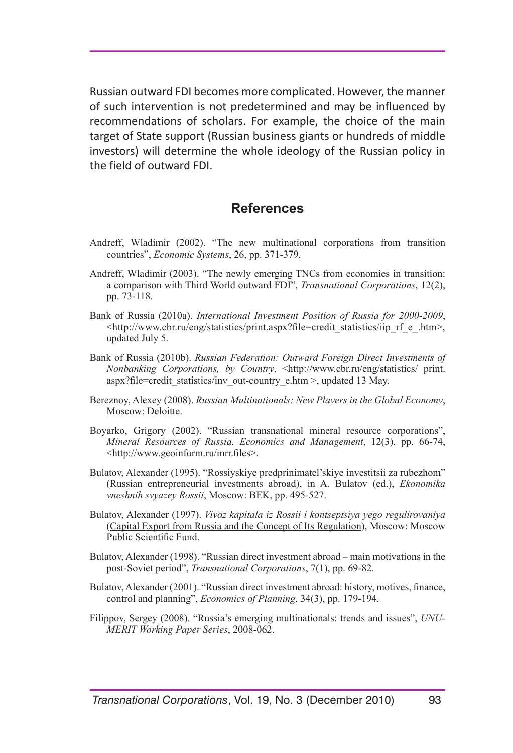Russian outward FDI becomes more complicated. However, the manner of such intervention is not predetermined and may be influenced by recommendations of scholars. For example, the choice of the main target of State support (Russian business giants or hundreds of middle investors) will determine the whole ideology of the Russian policy in the field of outward FDI.

## References

Andreff, Wladimir (2002). "The new multinational corporations from transition countries", *Economic Systems*, 26, pp. 371-379.

Andreff, Wladimir (2003). "The newly emerging TNCs from economies in transition: a comparison with Third World outward FDI", *Transnational Corporations*, 12(2), pp. 73-118.

Bank of Russia (2010a). *International Investment Position of Russia for 2000-2009*, <http://www.cbr.ru/eng/statistics/print.aspx?file=credit_statistics/iip_rf_e_.htm>, updated July 5.

Bank of Russia (2010b). *Russian Federation: Outward Foreign Direct Investments of Nonbanking Corporations, by Country*, <http://www.cbr.ru/eng/statistics/ print.aspx?file=credit_statistics/inv_out-country_e.htm >, updated 13 May.

Bereznoy, Alexey (2008). *Russian Multinationals: New Players in the Global Economy*, Moscow: Deloitte.

Boyarko, Grigory (2002). "Russian transnational mineral resource corporations", *Mineral Resources of Russia. Economics and Management*, 12(3), pp. 66-74, <http://www.geoinform.ru/mrr.files>.

Bulatov, Alexander (1995). "Rossiyskiye predprinimatel'skiye investitsii za rubezhom" (Russian entrepreneurial investments abroad), in A. Bulatov (ed.), *Ekonomika vneshnih svyazey Rossii*, Moscow: BEK, pp. 495-527.

Bulatov, Alexander (1997). *Vivoz kapitala iz Rossii i kontseptsiya yego regulirovaniya* (Capital Export from Russia and the Concept of Its Regulation), Moscow: Moscow Public Scientific Fund.

Bulatov, Alexander (1998). "Russian direct investment abroad – main motivations in the post-Soviet period", *Transnational Corporations*, 7(1), pp. 69-82.

Bulatov, Alexander (2001). "Russian direct investment abroad: history, motives, finance, control and planning", *Economics of Planning*, 34(3), pp. 179-194.

Filippov, Sergey (2008). "Russia's emerging multinationals: trends and issues", *UNU-MERIT Working Paper Series*, 2008-062.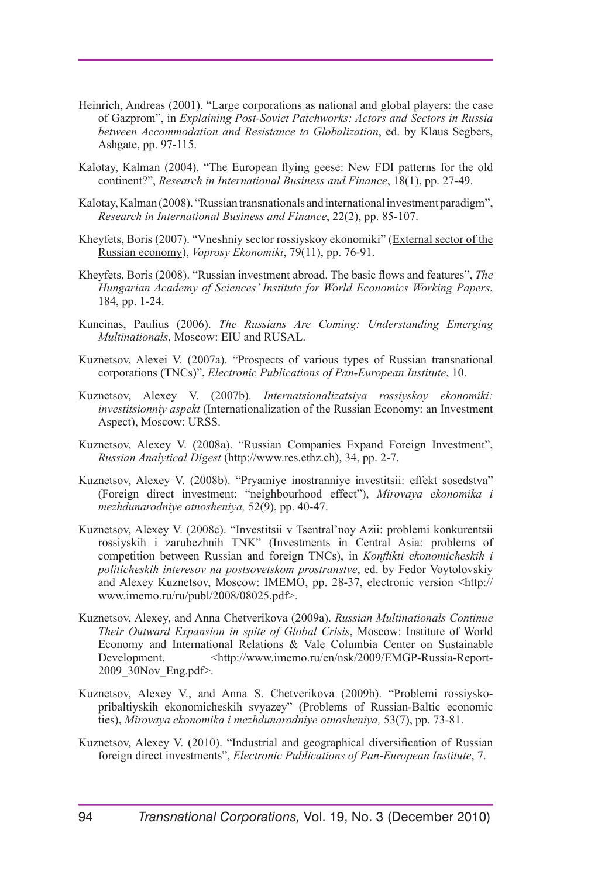Heinrich, Andreas (2001). "Large corporations as national and global players: the case of Gazprom", in *Explaining Post-Soviet Patchworks: Actors and Sectors in Russia between Accommodation and Resistance to Globalization*, ed. by Klaus Segbers, Ashgate, pp. 97-115.

Kalotay, Kalman (2004). "The European flying geese: New FDI patterns for the old continent?", *Research in International Business and Finance*, 18(1), pp. 27-49.

Kalotay, Kalman (2008). "Russian transnationals and international investment paradigm", *Research in International Business and Finance*, 22(2), pp. 85-107.

Kheyfets, Boris (2007). "Vneshniy sector rossiyskoy ekonomiki" (External sector of the Russian economy), *Voprosy Ekonomiki*, 79(11), pp. 76-91.

Kheyfets, Boris (2008). "Russian investment abroad. The basic flows and features", *The Hungarian Academy of Sciences' Institute for World Economics Working Papers*, 184, pp. 1-24.

Kuncinas, Paulius (2006). *The Russians Are Coming: Understanding Emerging Multinationals*, Moscow: EIU and RUSAL.

Kuznetsov, Alexei V. (2007a). "Prospects of various types of Russian transnational corporations (TNCs)", *Electronic Publications of Pan-European Institute*, 10.

Kuznetsov, Alexey V. (2007b). *Internatsionalizatsiya rossiyskoy ekonomiki: investitsionniy aspekt* (Internationalization of the Russian Economy: an Investment Aspect), Moscow: URSS.

Kuznetsov, Alexey V. (2008a). "Russian Companies Expand Foreign Investment", *Russian Analytical Digest* (http://www.res.ethz.ch), 34, pp. 2-7.

Kuznetsov, Alexey V. (2008b). "Pryamiye inostranniye investitsii: effekt sosedstva" (Foreign direct investment: "neighbourhood effect"), *Mirovaya ekonomika i mezhdunarodniye otnosheniya,* 52(9), pp. 40-47.

Kuznetsov, Alexey V. (2008c). "Investitsii v Tsentral'noy Azii: problemi konkurentsii rossiyskih i zarubezhnih TNK" (Investments in Central Asia: problems of competition between Russian and foreign TNCs), in *Konflikti ekonomicheskih i politicheskih interesov na postsovetskom prostranstve*, ed. by Fedor Voytolovskiy and Alexey Kuznetsov, Moscow: IMEMO, pp. 28-37, electronic version <http://www.imemo.ru/ru/publ/2008/08025.pdf>.

Kuznetsov, Alexey, and Anna Chetverikova (2009a). *Russian Multinationals Continue Their Outward Expansion in spite of Global Crisis*, Moscow: Institute of World Economy and International Relations & Vale Columbia Center on Sustainable Development, <http://www.imemo.ru/en/nsk/2009/EMGP-Russia-Report-2009_30Nov_Eng.pdf>.

Kuznetsov, Alexey V., and Anna S. Chetverikova (2009b). "Problemi rossiysko-pribaltiyskih ekonomicheskih svyazey" (Problems of Russian-Baltic economic ties), *Mirovaya ekonomika i mezhdunarodniye otnosheniya,* 53(7), pp. 73-81.

Kuznetsov, Alexey V. (2010). "Industrial and geographical diversification of Russian foreign direct investments", *Electronic Publications of Pan-European Institute*, 7.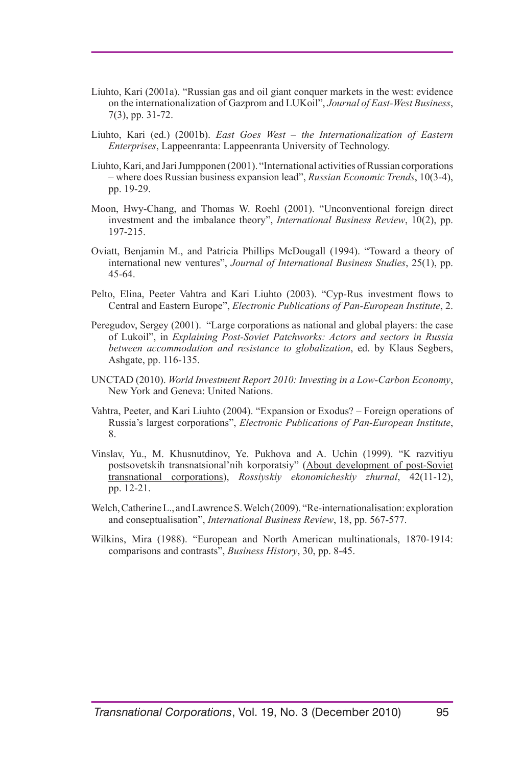Liuhto, Kari (2001a). "Russian gas and oil giant conquer markets in the west: evidence on the internationalization of Gazprom and LUKoil", *Journal of East-West Business*, 7(3), pp. 31-72.

Liuhto, Kari (ed.) (2001b). *East Goes West – the Internationalization of Eastern Enterprises*, Lappeenranta: Lappeenranta University of Technology.

Liuhto, Kari, and Jari Jumpponen (2001). "International activities of Russian corporations – where does Russian business expansion lead", *Russian Economic Trends*, 10(3-4), pp. 19-29.

Moon, Hwy-Chang, and Thomas W. Roehl (2001). "Unconventional foreign direct investment and the imbalance theory", *International Business Review*, 10(2), pp. 197-215.

Oviatt, Benjamin M., and Patricia Phillips McDougall (1994). "Toward a theory of international new ventures", *Journal of International Business Studies*, 25(1), pp. 45-64.

Pelto, Elina, Peeter Vahtra and Kari Liuhto (2003). "Cyp-Rus investment flows to Central and Eastern Europe", *Electronic Publications of Pan-European Institute*, 2.

Peregudov, Sergey (2001). "Large corporations as national and global players: the case of Lukoil", in *Explaining Post-Soviet Patchworks: Actors and sectors in Russia between accommodation and resistance to globalization*, ed. by Klaus Segbers, Ashgate, pp. 116-135.

UNCTAD (2010). *World Investment Report 2010: Investing in a Low-Carbon Economy*, New York and Geneva: United Nations.

Vahtra, Peeter, and Kari Liuhto (2004). "Expansion or Exodus? – Foreign operations of Russia's largest corporations", *Electronic Publications of Pan-European Institute*, 8.

Vinslav, Yu., M. Khusnutdinov, Ye. Pukhova and A. Uchin (1999). "K razvitiyu postsovetskih transnatsional'nih korporatsiy" (About development of post-Soviet transnational corporations), *Rossiyskiy ekonomicheskiy zhurnal*, 42(11-12), pp. 12-21.

Welch, Catherine L., and Lawrence S. Welch (2009). "Re-internationalisation: exploration and conseptualisation", *International Business Review*, 18, pp. 567-577.

Wilkins, Mira (1988). "European and North American multinationals, 1870-1914: comparisons and contrasts", *Business History*, 30, pp. 8-45.